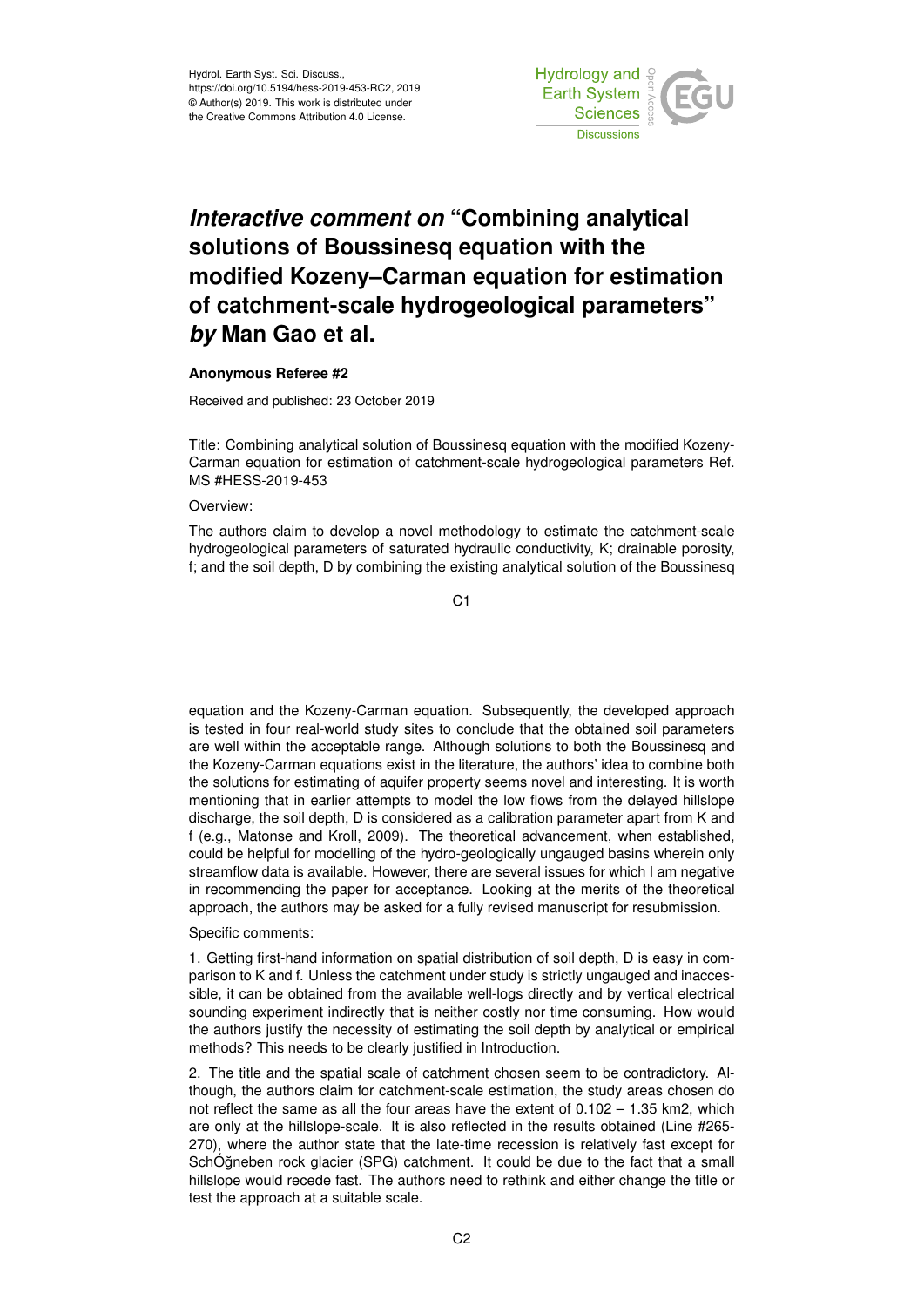Hydrol. Earth Syst. Sci. Discuss.,
https://doi.org/10.5194/hess-2019-453-RC2, 2019
© Author(s) 2019. This work is distributed under
the Creative Commons Attribution 4.0 License.

# *Interactive comment on* "Combining analytical solutions of Boussinesq equation with the modified Kozeny–Carman equation for estimation of catchment-scale hydrogeological parameters" *by* Man Gao et al.

**Anonymous Referee #2**

Received and published: 23 October 2019

Title: Combining analytical solution of Boussinesq equation with the modified Kozeny-Carman equation for estimation of catchment-scale hydrogeological parameters Ref. MS #HESS-2019-453

Overview:

The authors claim to develop a novel methodology to estimate the catchment-scale hydrogeological parameters of saturated hydraulic conductivity, K; drainable porosity, f; and the soil depth, D by combining the existing analytical solution of the Boussinesq equation and the Kozeny-Carman equation. Subsequently, the developed approach is tested in four real-world study sites to conclude that the obtained soil parameters are well within the acceptable range. Although solutions to both the Boussinesq and the Kozeny-Carman equations exist in the literature, the authors' idea to combine both the solutions for estimating of aquifer property seems novel and interesting. It is worth mentioning that in earlier attempts to model the low flows from the delayed hillslope discharge, the soil depth, D is considered as a calibration parameter apart from K and f (e.g., Matonse and Kroll, 2009). The theoretical advancement, when established, could be helpful for modelling of the hydro-geologically ungauged basins wherein only streamflow data is available. However, there are several issues for which I am negative in recommending the paper for acceptance. Looking at the merits of the theoretical approach, the authors may be asked for a fully revised manuscript for resubmission.

Specific comments:

1. Getting first-hand information on spatial distribution of soil depth, D is easy in comparison to K and f. Unless the catchment under study is strictly ungauged and inaccessible, it can be obtained from the available well-logs directly and by vertical electrical sounding experiment indirectly that is neither costly nor time consuming. How would the authors justify the necessity of estimating the soil depth by analytical or empirical methods? This needs to be clearly justified in Introduction.

2. The title and the spatial scale of catchment chosen seem to be contradictory. Although, the authors claim for catchment-scale estimation, the study areas chosen do not reflect the same as all the four areas have the extent of 0.102 – 1.35 km2, which are only at the hillslope-scale. It is also reflected in the results obtained (Line #265-270), where the author state that the late-time recession is relatively fast except for SchÖğneben rock glacier (SPG) catchment. It could be due to the fact that a small hillslope would recede fast. The authors need to rethink and either change the title or test the approach at a suitable scale.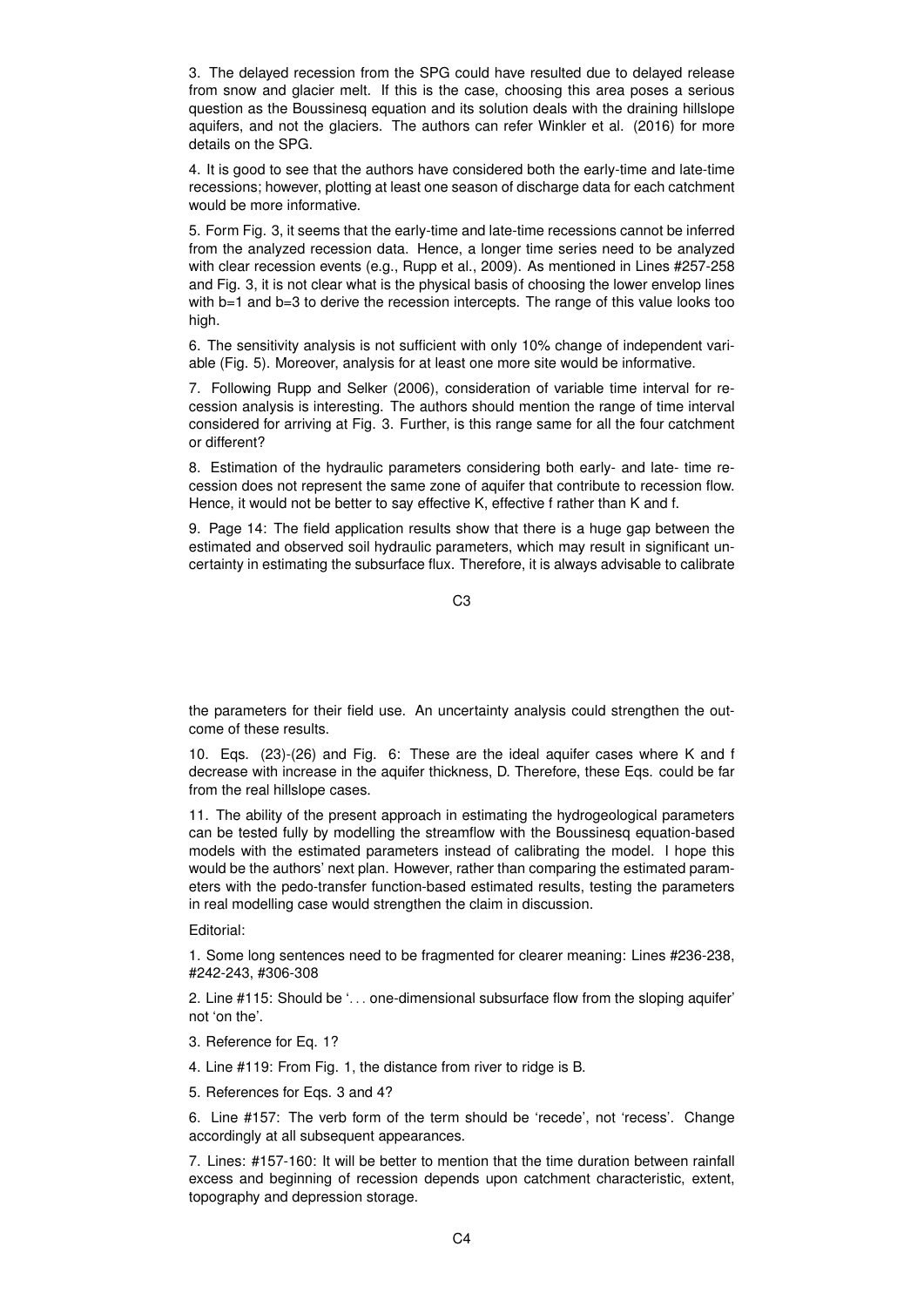3. The delayed recession from the SPG could have resulted due to delayed release from snow and glacier melt. If this is the case, choosing this area poses a serious question as the Boussinesq equation and its solution deals with the draining hillslope aquifers, and not the glaciers. The authors can refer Winkler et al. (2016) for more details on the SPG.

4. It is good to see that the authors have considered both the early-time and late-time recessions; however, plotting at least one season of discharge data for each catchment would be more informative.

5. Form Fig. 3, it seems that the early-time and late-time recessions cannot be inferred from the analyzed recession data. Hence, a longer time series need to be analyzed with clear recession events (e.g., Rupp et al., 2009). As mentioned in Lines #257-258 and Fig. 3, it is not clear what is the physical basis of choosing the lower envelop lines with b=1 and b=3 to derive the recession intercepts. The range of this value looks too high.

6. The sensitivity analysis is not sufficient with only 10% change of independent variable (Fig. 5). Moreover, analysis for at least one more site would be informative.

7. Following Rupp and Selker (2006), consideration of variable time interval for recession analysis is interesting. The authors should mention the range of time interval considered for arriving at Fig. 3. Further, is this range same for all the four catchment or different?

8. Estimation of the hydraulic parameters considering both early- and late- time recession does not represent the same zone of aquifer that contribute to recession flow. Hence, it would not be better to say effective K, effective f rather than K and f.

9. Page 14: The field application results show that there is a huge gap between the estimated and observed soil hydraulic parameters, which may result in significant uncertainty in estimating the subsurface flux. Therefore, it is always advisable to calibrate the parameters for their field use. An uncertainty analysis could strengthen the outcome of these results.

10. Eqs. (23)-(26) and Fig. 6: These are the ideal aquifer cases where K and f decrease with increase in the aquifer thickness, D. Therefore, these Eqs. could be far from the real hillslope cases.

11. The ability of the present approach in estimating the hydrogeological parameters can be tested fully by modelling the streamflow with the Boussinesq equation-based models with the estimated parameters instead of calibrating the model. I hope this would be the authors' next plan. However, rather than comparing the estimated parameters with the pedo-transfer function-based estimated results, testing the parameters in real modelling case would strengthen the claim in discussion.

Editorial:

1. Some long sentences need to be fragmented for clearer meaning: Lines #236-238, #242-243, #306-308

2. Line #115: Should be '… one-dimensional subsurface flow from the sloping aquifer' not 'on the'.

3. Reference for Eq. 1?

4. Line #119: From Fig. 1, the distance from river to ridge is B.

5. References for Eqs. 3 and 4?

6. Line #157: The verb form of the term should be 'recede', not 'recess'. Change accordingly at all subsequent appearances.

7. Lines: #157-160: It will be better to mention that the time duration between rainfall excess and beginning of recession depends upon catchment characteristic, extent, topography and depression storage.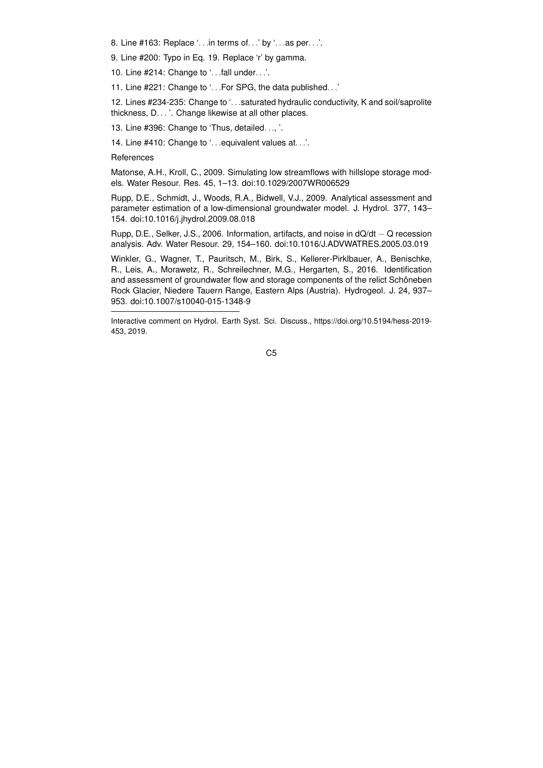8. Line #163: Replace '. . .in terms of. . .' by '. . .as per. . .'.

9. Line #200: Typo in Eq. 19. Replace 'r' by gamma.

10. Line #214: Change to '. . .fall under. . .'.

11. Line #221: Change to '. . .For SPG, the data published. . .'

12. Lines #234-235: Change to '. . .saturated hydraulic conductivity, K and soil/saprolite thickness, D. . . '. Change likewise at all other places.

13. Line #396: Change to 'Thus, detailed. . ., '.

14. Line #410: Change to '. . .equivalent values at. . .'.

References

Matonse, A.H., Kroll, C., 2009. Simulating low streamflows with hillslope storage models. Water Resour. Res. 45, 1–13. doi:10.1029/2007WR006529

Rupp, D.E., Schmidt, J., Woods, R.A., Bidwell, V.J., 2009. Analytical assessment and parameter estimation of a low-dimensional groundwater model. J. Hydrol. 377, 143–154. doi:10.1016/j.jhydrol.2009.08.018

Rupp, D.E., Selker, J.S., 2006. Information, artifacts, and noise in dQ/dt − Q recession analysis. Adv. Water Resour. 29, 154–160. doi:10.1016/J.ADVWATRES.2005.03.019

Winkler, G., Wagner, T., Pauritsch, M., Birk, S., Kellerer-Pirklbauer, A., Benischke, R., Leis, A., Morawetz, R., Schreilechner, M.G., Hergarten, S., 2016. Identification and assessment of groundwater flow and storage components of the relict Schöneben Rock Glacier, Niedere Tauern Range, Eastern Alps (Austria). Hydrogeol. J. 24, 937–953. doi:10.1007/s10040-015-1348-9

---

Interactive comment on Hydrol. Earth Syst. Sci. Discuss., https://doi.org/10.5194/hess-2019-453, 2019.